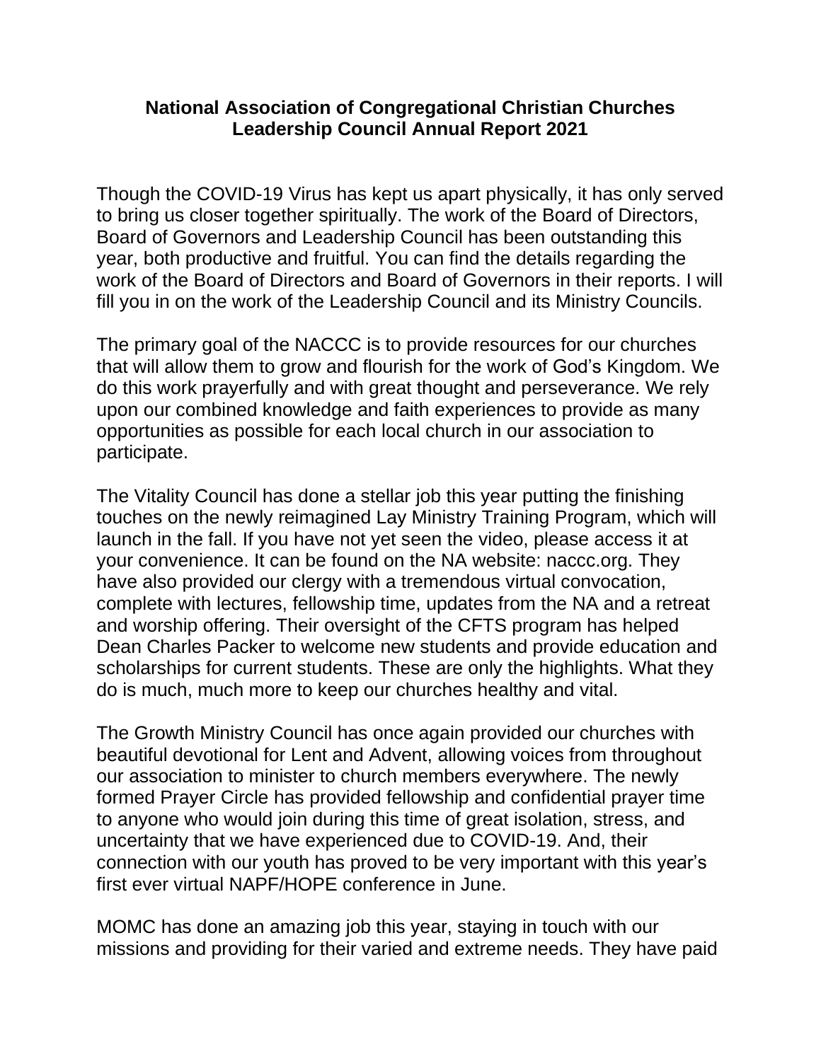# National Association of Congregational Christian Churches
## Leadership Council Annual Report 2021

Though the COVID-19 Virus has kept us apart physically, it has only served to bring us closer together spiritually. The work of the Board of Directors, Board of Governors and Leadership Council has been outstanding this year, both productive and fruitful. You can find the details regarding the work of the Board of Directors and Board of Governors in their reports. I will fill you in on the work of the Leadership Council and its Ministry Councils.

The primary goal of the NACCC is to provide resources for our churches that will allow them to grow and flourish for the work of God's Kingdom. We do this work prayerfully and with great thought and perseverance. We rely upon our combined knowledge and faith experiences to provide as many opportunities as possible for each local church in our association to participate.

The Vitality Council has done a stellar job this year putting the finishing touches on the newly reimagined Lay Ministry Training Program, which will launch in the fall. If you have not yet seen the video, please access it at your convenience. It can be found on the NA website: naccc.org. They have also provided our clergy with a tremendous virtual convocation, complete with lectures, fellowship time, updates from the NA and a retreat and worship offering. Their oversight of the CFTS program has helped Dean Charles Packer to welcome new students and provide education and scholarships for current students. These are only the highlights. What they do is much, much more to keep our churches healthy and vital.

The Growth Ministry Council has once again provided our churches with beautiful devotional for Lent and Advent, allowing voices from throughout our association to minister to church members everywhere. The newly formed Prayer Circle has provided fellowship and confidential prayer time to anyone who would join during this time of great isolation, stress, and uncertainty that we have experienced due to COVID-19. And, their connection with our youth has proved to be very important with this year's first ever virtual NAPF/HOPE conference in June.

MOMC has done an amazing job this year, staying in touch with our missions and providing for their varied and extreme needs. They have paid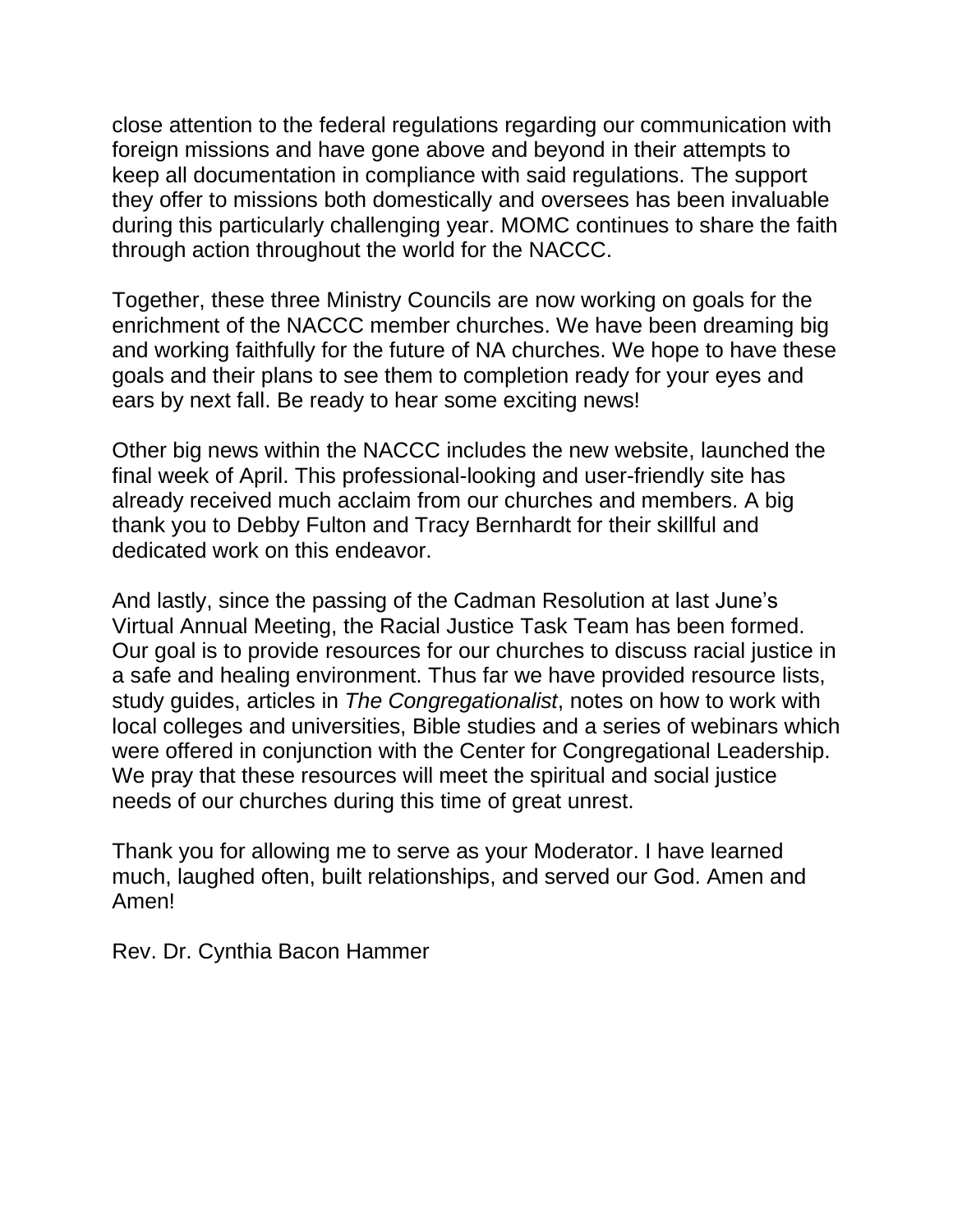close attention to the federal regulations regarding our communication with foreign missions and have gone above and beyond in their attempts to keep all documentation in compliance with said regulations. The support they offer to missions both domestically and oversees has been invaluable during this particularly challenging year. MOMC continues to share the faith through action throughout the world for the NACCC.

Together, these three Ministry Councils are now working on goals for the enrichment of the NACCC member churches. We have been dreaming big and working faithfully for the future of NA churches. We hope to have these goals and their plans to see them to completion ready for your eyes and ears by next fall. Be ready to hear some exciting news!

Other big news within the NACCC includes the new website, launched the final week of April. This professional-looking and user-friendly site has already received much acclaim from our churches and members. A big thank you to Debby Fulton and Tracy Bernhardt for their skillful and dedicated work on this endeavor.

And lastly, since the passing of the Cadman Resolution at last June's Virtual Annual Meeting, the Racial Justice Task Team has been formed. Our goal is to provide resources for our churches to discuss racial justice in a safe and healing environment. Thus far we have provided resource lists, study guides, articles in *The Congregationalist*, notes on how to work with local colleges and universities, Bible studies and a series of webinars which were offered in conjunction with the Center for Congregational Leadership. We pray that these resources will meet the spiritual and social justice needs of our churches during this time of great unrest.

Thank you for allowing me to serve as your Moderator. I have learned much, laughed often, built relationships, and served our God. Amen and Amen!

Rev. Dr. Cynthia Bacon Hammer